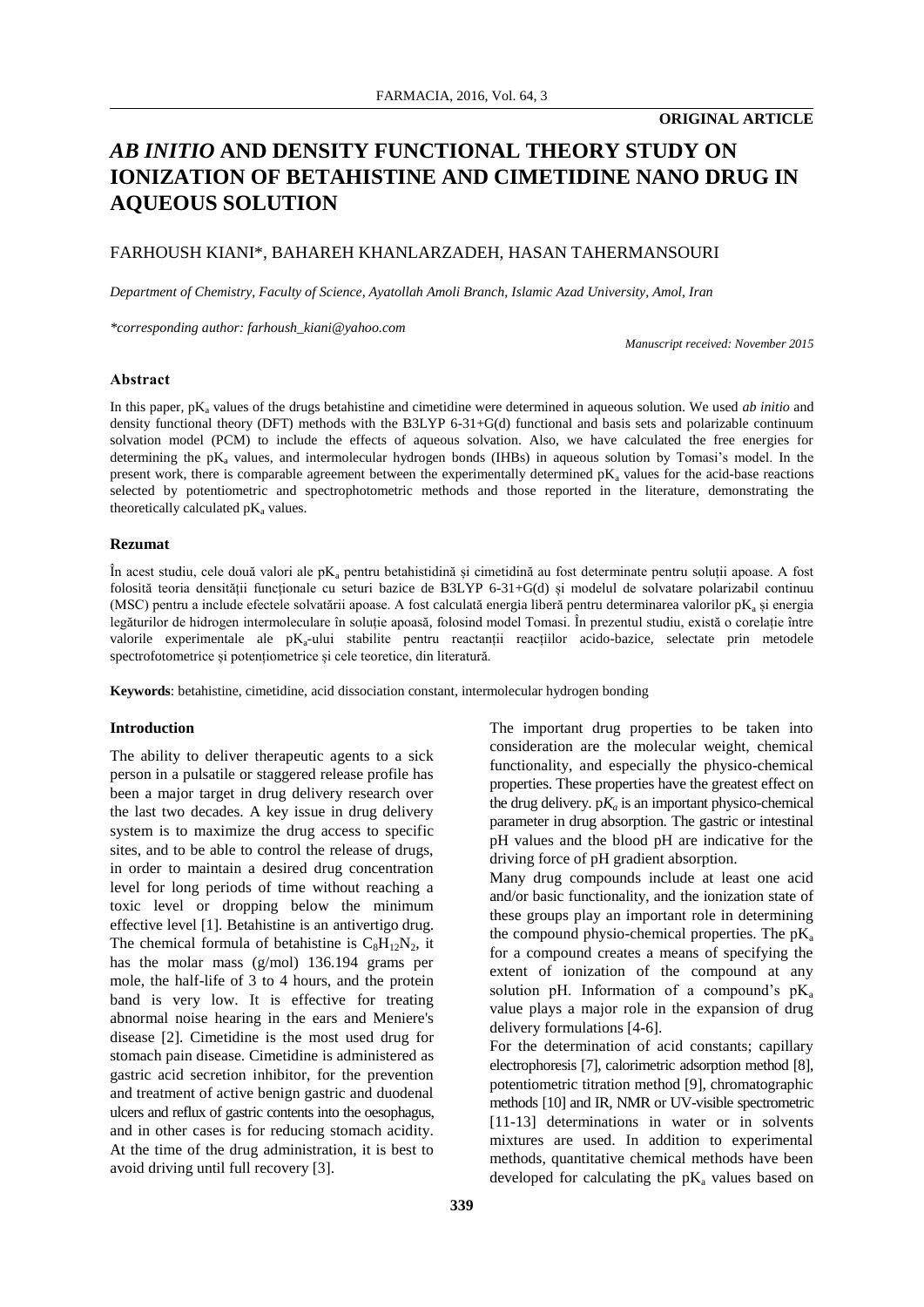**ORIGINAL ARTICLE**

# *AB INITIO* AND DENSITY FUNCTIONAL THEORY STUDY ON IONIZATION OF BETAHISTINE AND CIMETIDINE NANO DRUG IN AQUEOUS SOLUTION

FARHOUSH KIANI*, BAHAREH KHANLARZADEH, HASAN TAHERMANSOURI

*Department of Chemistry, Faculty of Science, Ayatollah Amoli Branch, Islamic Azad University, Amol, Iran*

*\*corresponding author: farhoush_kiani@yahoo.com*

*Manuscript received: November 2015*

### Abstract

In this paper, $pK_a$ values of the drugs betahistine and cimetidine were determined in aqueous solution. We used *ab initio* and density functional theory (DFT) methods with the B3LYP 6-31+G(d) functional and basis sets and polarizable continuum solvation model (PCM) to include the effects of aqueous solvation. Also, we have calculated the free energies for determining the $pK_a$ values, and intermolecular hydrogen bonds (IHBs) in aqueous solution by Tomasi's model. In the present work, there is comparable agreement between the experimentally determined $pK_a$ values for the acid-base reactions selected by potentiometric and spectrophotometric methods and those reported in the literature, demonstrating the theoretically calculated $pK_a$ values.

### Rezumat

În acest studiu, cele două valori ale $pK_a$ pentru betahistidină și cimetidină au fost determinate pentru soluții apoase. A fost folosită teoria densității funcționale cu seturi bazice de B3LYP 6-31+G(d) și modelul de solvatare polarizabil continuu (MSC) pentru a include efectele solvatării apoase. A fost calculată energia liberă pentru determinarea valorilor $pK_a$ și energia legăturilor de hidrogen intermoleculare în soluție apoasă, folosind model Tomasi. În prezentul studiu, există o corelație între valorile experimentale ale $pK_a$-ului stabilite pentru reactanții reacțiilor acido-bazice, selectate prin metodele spectrofotometrice și potențiometrice și cele teoretice, din literatură.

**Keywords**: betahistine, cimetidine, acid dissociation constant, intermolecular hydrogen bonding

### Introduction

The ability to deliver therapeutic agents to a sick person in a pulsatile or staggered release profile has been a major target in drug delivery research over the last two decades. A key issue in drug delivery system is to maximize the drug access to specific sites, and to be able to control the release of drugs, in order to maintain a desired drug concentration level for long periods of time without reaching a toxic level or dropping below the minimum effective level [1]. Betahistine is an antivertigo drug. The chemical formula of betahistine is $C_8H_{12}N_2$, it has the molar mass (g/mol) 136.194 grams per mole, the half-life of 3 to 4 hours, and the protein band is very low. It is effective for treating abnormal noise hearing in the ears and Meniere's disease [2]. Cimetidine is the most used drug for stomach pain disease. Cimetidine is administered as gastric acid secretion inhibitor, for the prevention and treatment of active benign gastric and duodenal ulcers and reflux of gastric contents into the oesophagus, and in other cases is for reducing stomach acidity. At the time of the drug administration, it is best to avoid driving until full recovery [3].

The important drug properties to be taken into consideration are the molecular weight, chemical functionality, and especially the physico-chemical properties. These properties have the greatest effect on the drug delivery. $pK_a$ is an important physico-chemical parameter in drug absorption. The gastric or intestinal pH values and the blood pH are indicative for the driving force of pH gradient absorption.

Many drug compounds include at least one acid and/or basic functionality, and the ionization state of these groups play an important role in determining the compound physio-chemical properties. The $pK_a$ for a compound creates a means of specifying the extent of ionization of the compound at any solution pH. Information of a compound's $pK_a$ value plays a major role in the expansion of drug delivery formulations [4-6].

For the determination of acid constants; capillary electrophoresis [7], calorimetric adsorption method [8], potentiometric titration method [9], chromatographic methods [10] and IR, NMR or UV-visible spectrometric [11-13] determinations in water or in solvents mixtures are used. In addition to experimental methods, quantitative chemical methods have been developed for calculating the $pK_a$ values based on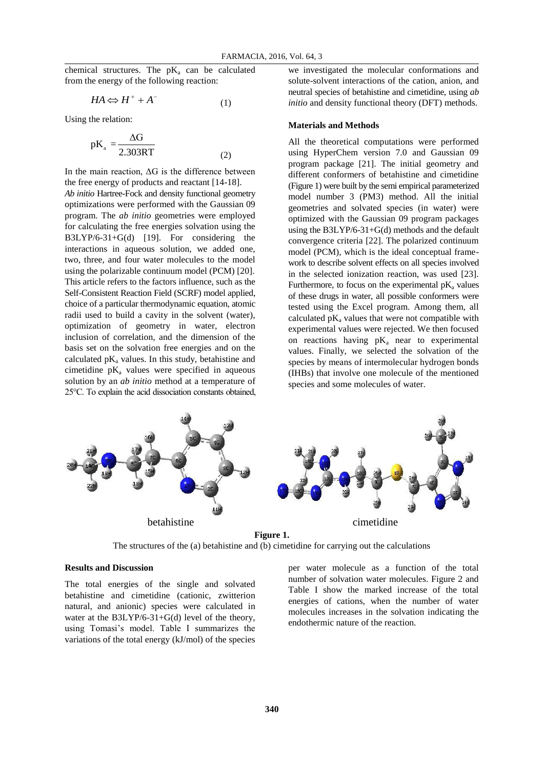chemical structures. The $pK_a$ can be calculated from the energy of the following reaction:

$$HA \Leftrightarrow H^+ + A^- \quad (1)$$

Using the relation:

$$pK_a = \frac{\Delta G}{2.303RT} \quad (2)$$

In the main reaction, ΔG is the difference between the free energy of products and reactant [14-18].

*Ab initio* Hartree-Fock and density functional geometry optimizations were performed with the Gaussian 09 program. The *ab initio* geometries were employed for calculating the free energies solvation using the B3LYP/6-31+G(d) [19]. For considering the interactions in aqueous solution, we added one, two, three, and four water molecules to the model using the polarizable continuum model (PCM) [20]. This article refers to the factors influence, such as the Self-Consistent Reaction Field (SCRF) model applied, choice of a particular thermodynamic equation, atomic radii used to build a cavity in the solvent (water), optimization of geometry in water, electron inclusion of correlation, and the dimension of the basis set on the solvation free energies and on the calculated $pK_a$ values. In this study, betahistine and cimetidine $pK_a$ values were specified in aqueous solution by an *ab initio* method at a temperature of 25°C. To explain the acid dissociation constants obtained, we investigated the molecular conformations and solute-solvent interactions of the cation, anion, and neutral species of betahistine and cimetidine, using *ab initio* and density functional theory (DFT) methods.

## Materials and Methods

All the theoretical computations were performed using HyperChem version 7.0 and Gaussian 09 program package [21]. The initial geometry and different conformers of betahistine and cimetidine (Figure 1) were built by the semi empirical parameterized model number 3 (PM3) method. All the initial geometries and solvated species (in water) were optimized with the Gaussian 09 program packages using the B3LYP/6-31+G(d) methods and the default convergence criteria [22]. The polarized continuum model (PCM), which is the ideal conceptual framework to describe solvent effects on all species involved in the selected ionization reaction, was used [23]. Furthermore, to focus on the experimental $pK_a$ values of these drugs in water, all possible conformers were tested using the Excel program. Among them, all calculated $pK_a$ values that were not compatible with experimental values were rejected. We then focused on reactions having $pK_a$ near to experimental values. Finally, we selected the solvation of the species by means of intermolecular hydrogen bonds (IHBs) that involve one molecule of the mentioned species and some molecules of water.

betahistine

cimetidine

**Figure 1.**

The structures of the (a) betahistine and (b) cimetidine for carrying out the calculations

## Results and Discussion

The total energies of the single and solvated betahistine and cimetidine (cationic, zwitterion natural, and anionic) species were calculated in water at the B3LYP/6-31+G(d) level of the theory, using Tomasi's model. Table I summarizes the variations of the total energy (kJ/mol) of the species per water molecule as a function of the total number of solvation water molecules. Figure 2 and Table I show the marked increase of the total energies of cations, when the number of water molecules increases in the solvation indicating the endothermic nature of the reaction.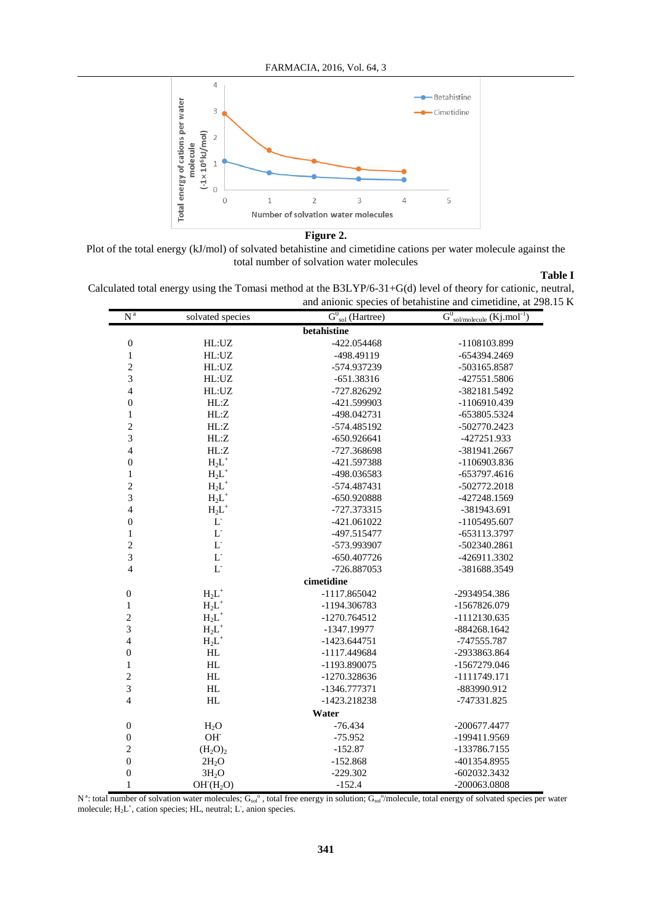4

3

2

1

0

0 1 2 3 4 5

Total energy of cations per water molecule (-1×10⁶kJ/mol)

Number of solvation water molecules

Betahistine

Cimetidine

**Figure 2.**

Plot of the total energy (kJ/mol) of solvated betahistine and cimetidine cations per water molecule against the total number of solvation water molecules

**Table I**

Calculated total energy using the Tomasi method at the B3LYP/6-31+G(d) level of theory for cationic, neutral, and anionic species of betahistine and cimetidine, at 298.15 K

| N[a] | solvated species | $G^0_{sol}$ (Hartree) | $G^0_{sol/molecule}$ (Kj.mol$^{-1}$) |
|---|---|---|---|
| | | **betahistine** | |
| 0 | HL:UZ | -422.054468 | -1108103.899 |
| 1 | HL:UZ | -498.49119 | -654394.2469 |
| 2 | HL:UZ | -574.937239 | -503165.8587 |
| 3 | HL:UZ | -651.38316 | -427551.5806 |
| 4 | HL:UZ | -727.826292 | -382181.5492 |
| 0 | HL:Z | -421.599903 | -1106910.439 |
| 1 | HL:Z | -498.042731 | -653805.5324 |
| 2 | HL:Z | -574.485192 | -502770.2423 |
| 3 | HL:Z | -650.926641 | -427251.933 |
| 4 | HL:Z | -727.368698 | -381941.2667 |
| 0 | $H_2L^+$ | -421.597388 | -1106903.836 |
| 1 | $H_2L^+$ | -498.036583 | -653797.4616 |
| 2 | $H_2L^+$ | -574.487431 | -502772.2018 |
| 3 | $H_2L^+$ | -650.920888 | -427248.1569 |
| 4 | $H_2L^+$ | -727.373315 | -381943.691 |
| 0 | $L^-$ | -421.061022 | -1105495.607 |
| 1 | $L^-$ | -497.515477 | -653113.3797 |
| 2 | $L^-$ | -573.993907 | -502340.2861 |
| 3 | $L^-$ | -650.407726 | -426911.3302 |
| 4 | $L^-$ | -726.887053 | -381688.3549 |
| | | **cimetidine** | |
| 0 | $H_2L^+$ | -1117.865042 | -2934954.386 |
| 1 | $H_2L^+$ | -1194.306783 | -1567826.079 |
| 2 | $H_2L^+$ | -1270.764512 | -1112130.635 |
| 3 | $H_2L^+$ | -1347.19977 | -884268.1642 |
| 4 | $H_2L^+$ | -1423.644751 | -747555.787 |
| 0 | HL | -1117.449684 | -2933863.864 |
| 1 | HL | -1193.890075 | -1567279.046 |
| 2 | HL | -1270.328636 | -1111749.171 |
| 3 | HL | -1346.777371 | -883990.912 |
| 4 | HL | -1423.218238 | -747331.825 |
| | | **Water** | |
| 0 | $H_2O$ | -76.434 | -200677.4477 |
| 0 | $OH^-$ | -75.952 | -199411.9569 |
| 2 | $(H_2O)_2$ | -152.87 | -133786.7155 |
| 0 | $2H_2O$ | -152.868 | -401354.8955 |
| 0 | $3H_2O$ | -229.302 | -602032.3432 |
| 1 | $OH^-(H_2O)$ | -152.4 | -200063.0808 |

N[a]: total number of solvation water molecules; $G_{sol}^o$, total free energy in solution; $G_{sol}^o$/molecule, total energy of solvated species per water molecule; $H_2L^+$, cation species; HL, neutral; $L^-$, anion species.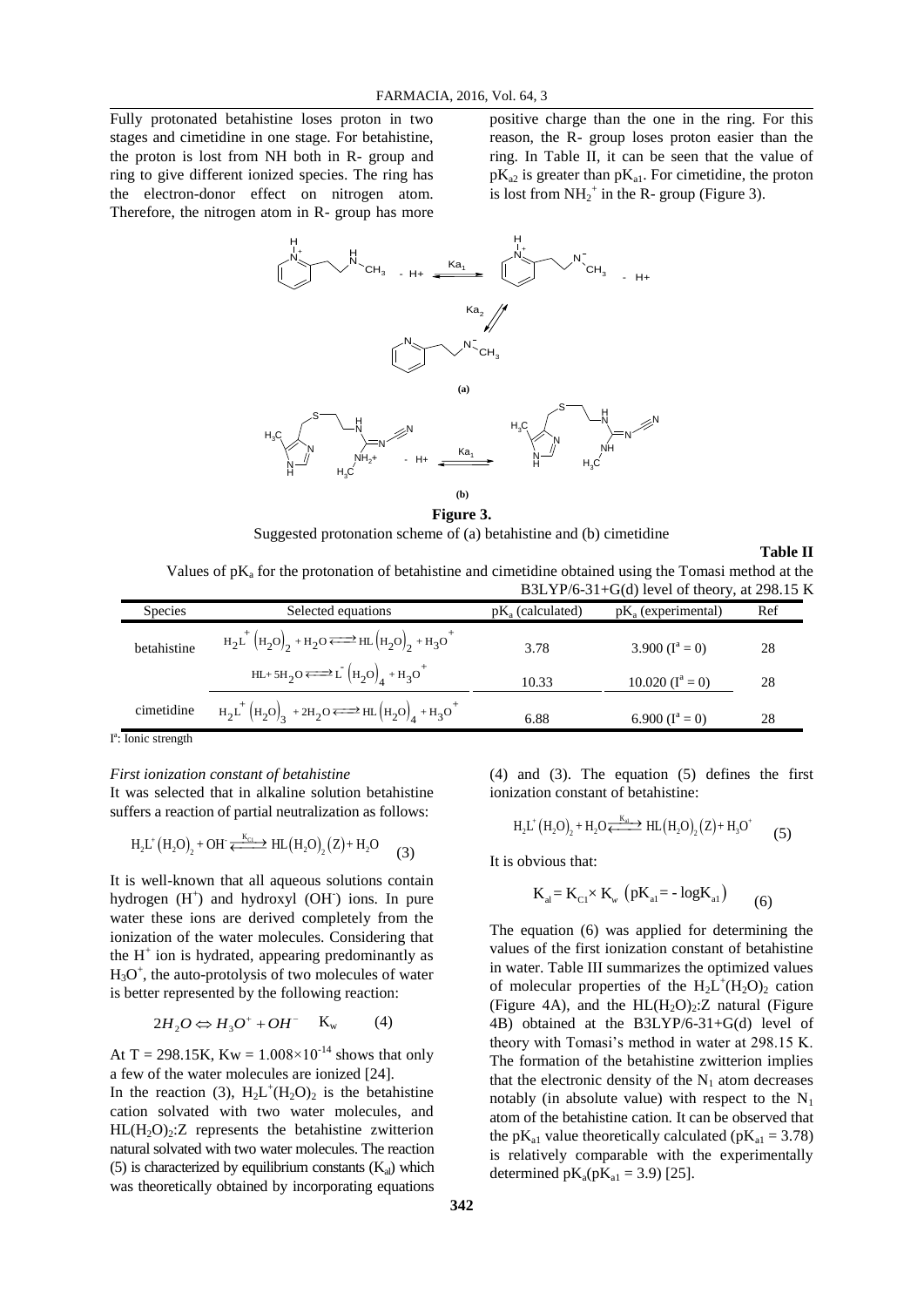Fully protonated betahistine loses proton in two stages and cimetidine in one stage. For betahistine, the proton is lost from NH both in R- group and ring to give different ionized species. The ring has the electron-donor effect on nitrogen atom. Therefore, the nitrogen atom in R- group has more positive charge than the one in the ring. For this reason, the R- group loses proton easier than the ring. In Table II, it can be seen that the value of $pK_{a2}$ is greater than $pK_{a1}$. For cimetidine, the proton is lost from $NH_2^+$ in the R- group (Figure 3).

(a)

(b)

**Figure 3.**

Suggested protonation scheme of (a) betahistine and (b) cimetidine

**Table II**

Values of $pK_a$ for the protonation of betahistine and cimetidine obtained using the Tomasi method at the B3LYP/6-31+G(d) level of theory, at 298.15 K

| Species | Selected equations | $pK_a$ (calculated) | $pK_a$ (experimental) | Ref |
|---|---|---|---|---|
| betahistine | $H_2L^+(H_2O)_2 + H_2O \rightleftharpoons HL(H_2O)_2 + H_3O^+$ | 3.78 | 3.900 ($I^a = 0$) | 28 |
| | $HL + 5H_2O \rightleftharpoons L^-(H_2O)_4 + H_3O^+$ | 10.33 | 10.020 ($I^a = 0$) | 28 |
| cimetidine | $H_2L^+(H_2O)_3 + 2H_2O \rightleftharpoons HL(H_2O)_4 + H_3O^+$ | 6.88 | 6.900 ($I^a = 0$) | 28 |

$I^a$: Ionic strength

*First ionization constant of betahistine*

It was selected that in alkaline solution betahistine suffers a reaction of partial neutralization as follows:

$$H_2L^+(H_2O)_2 + OH^- \xrightleftharpoons{K_{C1}} HL(H_2O)_2(Z) + H_2O \quad (3)$$

It is well-known that all aqueous solutions contain hydrogen ($H^+$) and hydroxyl ($OH^-$) ions. In pure water these ions are derived completely from the ionization of the water molecules. Considering that the $H^+$ ion is hydrated, appearing predominantly as $H_3O^+$, the auto-protolysis of two molecules of water is better represented by the following reaction:

$$2H_2O \Leftrightarrow H_3O^+ + OH^- \quad K_w \quad (4)$$

At T = 298.15K, Kw = $1.008\times10^{-14}$ shows that only a few of the water molecules are ionized [24].

In the reaction (3), $H_2L^+(H_2O)_2$ is the betahistine cation solvated with two water molecules, and $HL(H_2O)_2$:Z represents the betahistine zwitterion natural solvated with two water molecules. The reaction (5) is characterized by equilibrium constants ($K_{al}$) which was theoretically obtained by incorporating equations (4) and (3). The equation (5) defines the first ionization constant of betahistine:

$$H_2L^+(H_2O)_2 + H_2O \xrightleftharpoons{K_{a1}} HL(H_2O)_2(Z) + H_3O^+ \quad (5)$$

It is obvious that:

$$K_{a1} = K_{C1} \times K_w \ \left(pK_{a1} = -\log K_{a1}\right) \quad (6)$$

The equation (6) was applied for determining the values of the first ionization constant of betahistine in water. Table III summarizes the optimized values of molecular properties of the $H_2L^+(H_2O)_2$ cation (Figure 4A), and the $HL(H_2O)_2$:Z natural (Figure 4B) obtained at the B3LYP/6-31+G(d) level of theory with Tomasi's method in water at 298.15 K. The formation of the betahistine zwitterion implies that the electronic density of the $N_1$ atom decreases notably (in absolute value) with respect to the $N_1$ atom of the betahistine cation. It can be observed that the $pK_{a1}$ value theoretically calculated ($pK_{a1}$ = 3.78) is relatively comparable with the experimentally determined $pK_a$($pK_{a1}$ = 3.9) [25].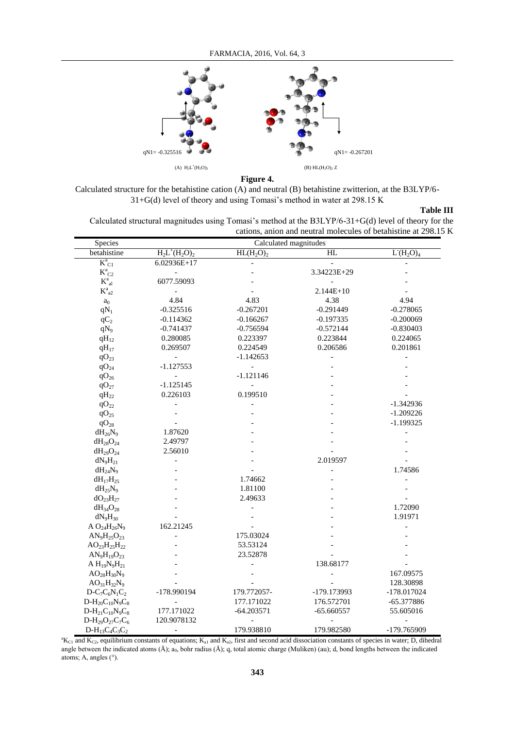qN1= -0.325516

qN1= -0.267201

(A) $H_2L^+(H_2O)_2$

(B) $HL(H_2O)_2$ Z

**Figure 4.**

Calculated structure for the betahistine cation (A) and neutral (B) betahistine zwitterion, at the B3LYP/6-31+G(d) level of theory and using Tomasi's method in water at 298.15 K

**Table III**

Calculated structural magnitudes using Tomasi's method at the B3LYP/6-31+G(d) level of theory for the cations, anion and neutral molecules of betahistine at 298.15 K

| Species | Calculated magnitudes | | | |
|---|---|---|---|---|
| betahistine | $H_2L^+(H_2O)_2$ | $HL(H_2O)_2$ | HL | $L^-(H_2O)_4$ |
| $K^a_{C1}$ | 6.02936E+17 | - | - | - |
| $K^a_{C2}$ | - | - | 3.34223E+29 | - |
| $K^a_{a1}$ | 6077.59093 | - | - | - |
| $K^a_{a2}$ | - | - | 2.144E+10 | - |
| $a_0$ | 4.84 | 4.83 | 4.38 | 4.94 |
| $qN_1$ | -0.325516 | -0.267201 | -0.291449 | -0.278065 |
| $qC_2$ | -0.114362 | -0.166267 | -0.197335 | -0.200069 |
| $qN_9$ | -0.741437 | -0.756594 | -0.572144 | -0.830403 |
| $qH_{12}$ | 0.280085 | 0.223397 | 0.223844 | 0.224065 |
| $qH_{17}$ | 0.269507 | 0.224549 | 0.206586 | 0.201861 |
| $qO_{23}$ | - | -1.142653 | - | - |
| $qO_{24}$ | -1.127553 | - | - | - |
| $qO_{26}$ | - | -1.121146 | - | - |
| $qO_{27}$ | -1.125145 | - | - | - |
| $qH_{22}$ | 0.226103 | 0.199510 | - | - |
| $qO_{22}$ | - | - | - | -1.342936 |
| $qO_{25}$ | - | - | - | -1.209226 |
| $qO_{28}$ | - | - | - | -1.199325 |
| $dH_{26}N_9$ | 1.87620 | - | - | - |
| $dH_{28}O_{24}$ | 2.49797 | - | - | - |
| $dH_{29}O_{24}$ | 2.56010 | - | - | - |
| $dN_9H_{21}$ | - | - | 2.019597 | - |
| $dH_{24}N_9$ | - | - | - | 1.74586 |
| $dH_{17}H_{25}$ | - | 1.74662 | - | - |
| $dH_{25}N_9$ | - | 1.81100 | - | - |
| $dO_{23}H_{27}$ | - | 2.49633 | - | - |
| $dH_{34}O_{28}$ | - | - | - | 1.72090 |
| $dN_9H_{30}$ | - | - | - | 1.91971 |
| A $O_{24}H_{26}N_9$ | 162.21245 | - | - | - |
| $AN_9H_{25}O_{23}$ | - | 175.03024 | - | - |
| $AO_{23}H_{25}H_{22}$ | - | 53.53124 | - | - |
| $AN_9H_{19}O_{23}$ | - | 23.52878 | - | - |
| A $H_{19}N_9H_{21}$ | - | - | 138.68177 | - |
| $AO_{28}H_{30}N_9$ | - | - | - | 167.09575 |
| $AO_{31}H_{32}N_9$ | - | - | - | 128.30898 |
| D-$C_7C_6N_1C_2$ | -178.990194 | 179.772057- | -179.173993 | -178.017024 |
| D-$H_{20}C_{10}N_9C_8$ | - | 177.171022 | 176.572701 | -65.377886 |
| D-$H_{21}C_{10}N_9C_8$ | 177.171022 | -64.203571 | -65.660557 | 55.605016 |
| D-$H_{29}O_{27}C_7C_6$ | 120.9078132 | - | - | - |
| D-$H_{13}C_4C_3C_2$ | - | 179.938810 | 179.982580 | -179.765909 |

[a]$K_{C1}$ and $K_{C2}$, equilibrium constants of equations; $K_{a1}$ and $K_{a2}$, first and second acid dissociation constants of species in water; D, dihedral angle between the indicated atoms (Å); $a_0$, bohr radius (Å); q, total atomic charge (Muliken) (au); d, bond lengths between the indicated atoms; A, angles (°).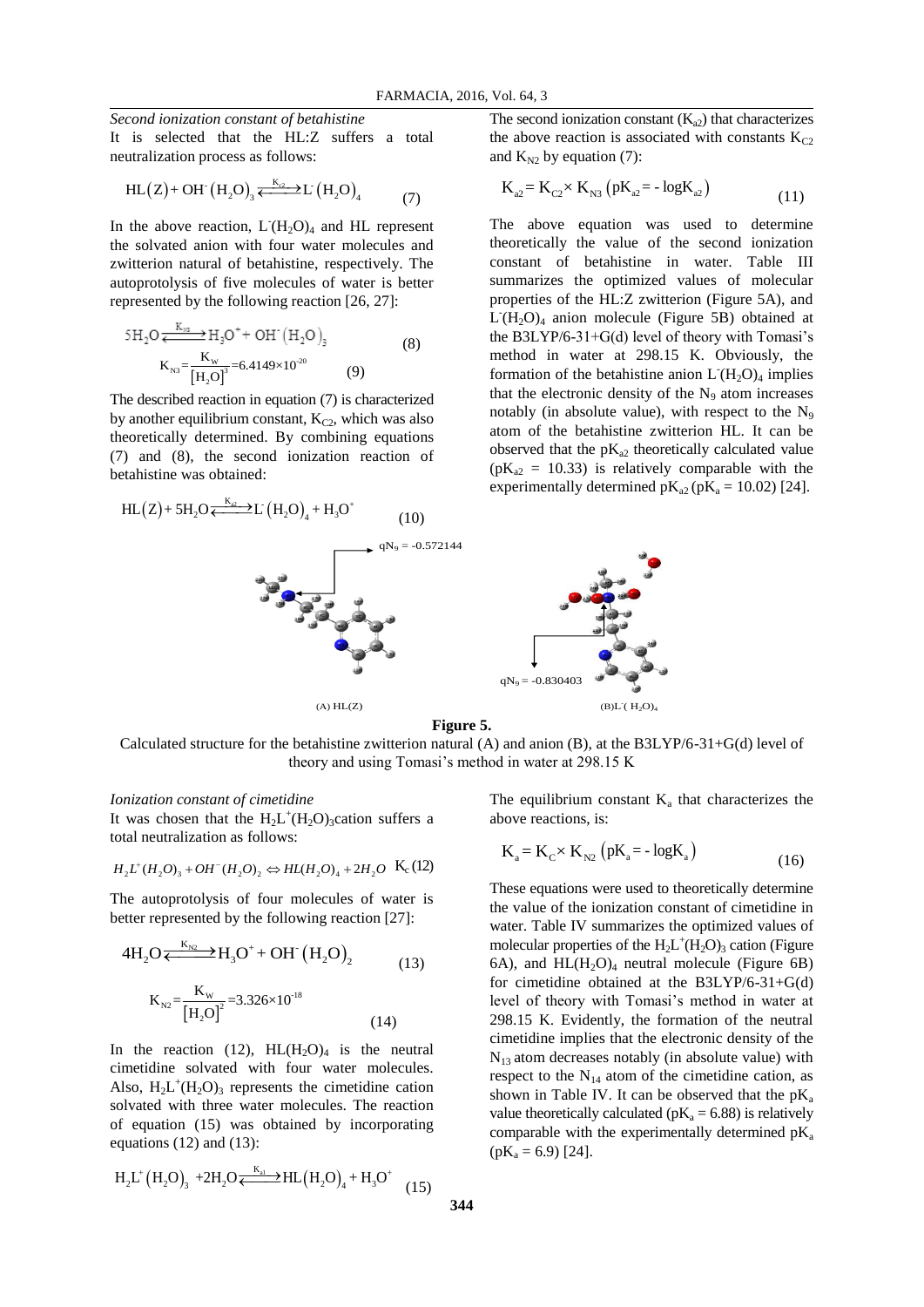*Second ionization constant of betahistine*

It is selected that the HL:Z suffers a total neutralization process as follows:

$$HL(Z) + OH^-(H_2O)_3 \xleftrightarrow{K_{C2}} L^-(H_2O)_4 \quad (7)$$

In the above reaction, $L^-(H_2O)_4$ and HL represent the solvated anion with four water molecules and zwitterion natural of betahistine, respectively. The autoprotolysis of five molecules of water is better represented by the following reaction [26, 27]:

$$5H_2O \xleftrightarrow{K_{N3}} H_3O^+ + OH^-(H_2O)_3 \quad (8)$$

$$K_{N3} = \frac{K_W}{[H_2O]^3} = 6.4149\times10^{-20} \quad (9)$$

The described reaction in equation (7) is characterized by another equilibrium constant, $K_{C2}$, which was also theoretically determined. By combining equations (7) and (8), the second ionization reaction of betahistine was obtained:

$$HL(Z) + 5H_2O \xleftrightarrow{K_{a2}} L^-(H_2O)_4 + H_3O^+ \quad (10)$$

The second ionization constant ($K_{a2}$) that characterizes the above reaction is associated with constants $K_{C2}$ and $K_{N2}$ by equation (7):

$$K_{a2} = K_{C2}\times K_{N3}\ (pK_{a2} = -\log K_{a2}) \quad (11)$$

The above equation was used to determine theoretically the value of the second ionization constant of betahistine in water. Table III summarizes the optimized values of molecular properties of the HL:Z zwitterion (Figure 5A), and $L^-(H_2O)_4$ anion molecule (Figure 5B) obtained at the B3LYP/6-31+G(d) level of theory with Tomasi's method in water at 298.15 K. Obviously, the formation of the betahistine anion $L^-(H_2O)_4$ implies that the electronic density of the $N_9$ atom increases notably (in absolute value), with respect to the $N_9$ atom of the betahistine zwitterion HL. It can be observed that the $pK_{a2}$ theoretically calculated value ($pK_{a2}$ = 10.33) is relatively comparable with the experimentally determined $pK_{a2}$ ($pK_a$ = 10.02) [24].

$qN_9$ = -0.572144

$qN_9$ = -0.830403

(A) HL(Z)

(B) $L^-(H_2O)_4$

**Figure 5.**

Calculated structure for the betahistine zwitterion natural (A) and anion (B), at the B3LYP/6-31+G(d) level of theory and using Tomasi's method in water at 298.15 K

*Ionization constant of cimetidine*

It was chosen that the $H_2L^+(H_2O)_3$cation suffers a total neutralization as follows:

$$H_2L^+(H_2O)_3 + OH^-(H_2O)_2 \Leftrightarrow HL(H_2O)_4 + 2H_2O \quad K_C\ (12)$$

The autoprotolysis of four molecules of water is better represented by the following reaction [27]:

$$4H_2O \xleftrightarrow{K_{N2}} H_3O^+ + OH^-(H_2O)_2 \quad (13)$$

$$K_{N2} = \frac{K_W}{[H_2O]^2} = 3.326\times10^{-18} \quad (14)$$

In the reaction (12), $HL(H_2O)_4$ is the neutral cimetidine solvated with four water molecules. Also, $H_2L^+(H_2O)_3$ represents the cimetidine cation solvated with three water molecules. The reaction of equation (15) was obtained by incorporating equations (12) and (13):

$$H_2L^+(H_2O)_3 + 2H_2O \xleftrightarrow{K_{a1}} HL(H_2O)_4 + H_3O^+ \quad (15)$$

The equilibrium constant $K_a$ that characterizes the above reactions, is:

$$K_a = K_C\times K_{N2}\ (pK_a = -\log K_a) \quad (16)$$

These equations were used to theoretically determine the value of the ionization constant of cimetidine in water. Table IV summarizes the optimized values of molecular properties of the $H_2L^+(H_2O)_3$ cation (Figure 6A), and $HL(H_2O)_4$ neutral molecule (Figure 6B) for cimetidine obtained at the B3LYP/6-31+G(d) level of theory with Tomasi's method in water at 298.15 K. Evidently, the formation of the neutral cimetidine implies that the electronic density of the $N_{13}$ atom decreases notably (in absolute value) with respect to the $N_{14}$ atom of the cimetidine cation, as shown in Table IV. It can be observed that the $pK_a$ value theoretically calculated ($pK_a$ = 6.88) is relatively comparable with the experimentally determined $pK_a$ ($pK_a$ = 6.9) [24].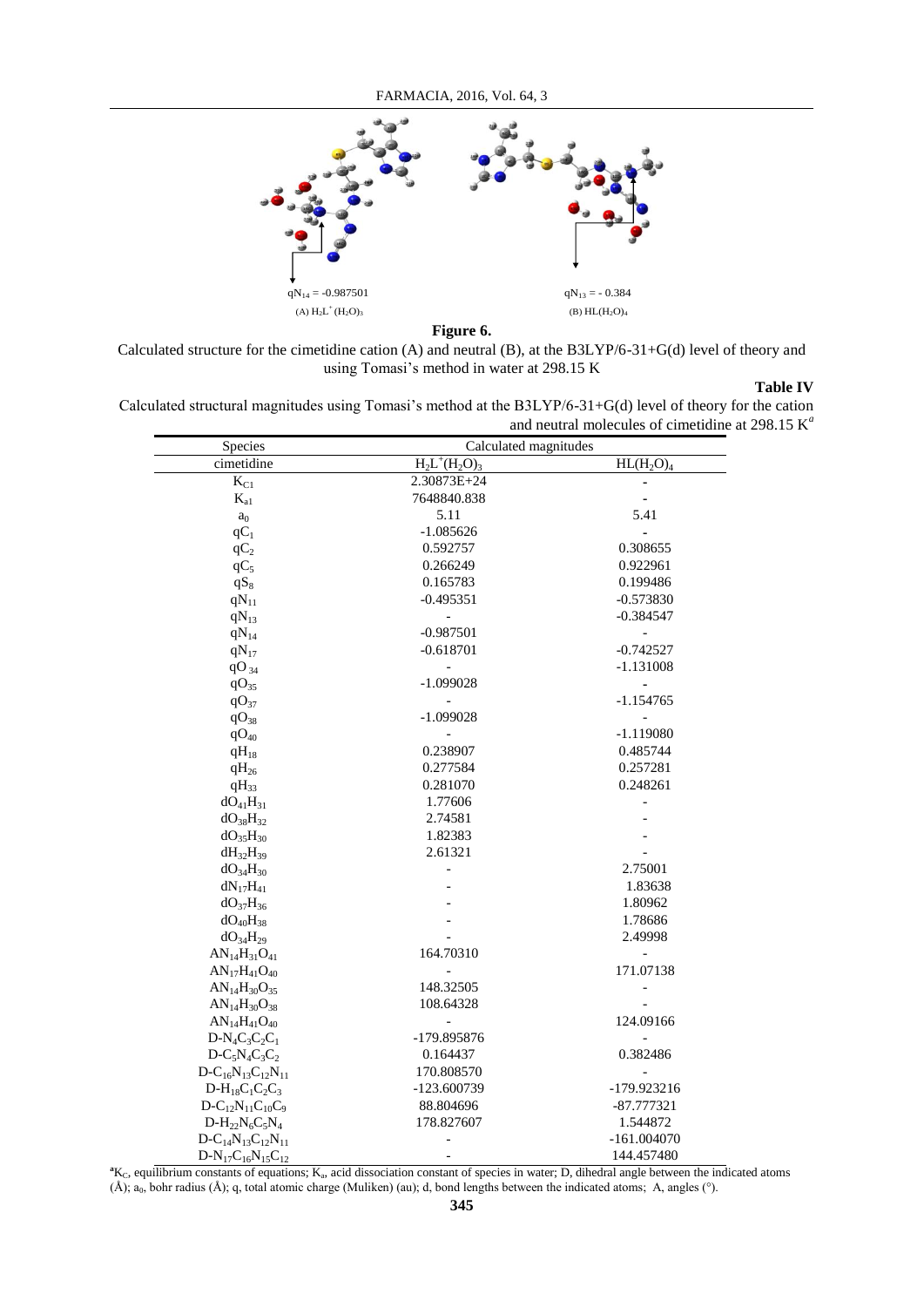$qN_{14} = -0.987501$

(A) $H_2L^+(H_2O)_3$

$qN_{13} = -0.384$

(B) $HL(H_2O)_4$

**Figure 6.**

Calculated structure for the cimetidine cation (A) and neutral (B), at the B3LYP/6-31+G(d) level of theory and using Tomasi's method in water at 298.15 K

**Table IV**

Calculated structural magnitudes using Tomasi's method at the B3LYP/6-31+G(d) level of theory for the cation and neutral molecules of cimetidine at 298.15 K[a]

| Species | Calculated magnitudes | |
|---|---|---|
| cimetidine | $H_2L^+(H_2O)_3$ | $HL(H_2O)_4$ |
| $K_{C1}$ | 2.30873E+24 | - |
| $K_{a1}$ | 7648840.838 | - |
| $a_0$ | 5.11 | 5.41 |
| $qC_1$ | -1.085626 | - |
| $qC_2$ | 0.592757 | 0.308655 |
| $qC_5$ | 0.266249 | 0.922961 |
| $qS_8$ | 0.165783 | 0.199486 |
| $qN_{11}$ | -0.495351 | -0.573830 |
| $qN_{13}$ | - | -0.384547 |
| $qN_{14}$ | -0.987501 | - |
| $qN_{17}$ | -0.618701 | -0.742527 |
| $qO_{34}$ | - | -1.131008 |
| $qO_{35}$ | -1.099028 | - |
| $qO_{37}$ | - | -1.154765 |
| $qO_{38}$ | -1.099028 | - |
| $qO_{40}$ | - | -1.119080 |
| $qH_{18}$ | 0.238907 | 0.485744 |
| $qH_{26}$ | 0.277584 | 0.257281 |
| $qH_{33}$ | 0.281070 | 0.248261 |
| $dO_{41}H_{31}$ | 1.77606 | - |
| $dO_{38}H_{32}$ | 2.74581 | - |
| $dO_{35}H_{30}$ | 1.82383 | - |
| $dH_{32}H_{39}$ | 2.61321 | - |
| $dO_{34}H_{30}$ | - | 2.75001 |
| $dN_{17}H_{41}$ | - | 1.83638 |
| $dO_{37}H_{36}$ | - | 1.80962 |
| $dO_{40}H_{38}$ | - | 1.78686 |
| $dO_{34}H_{29}$ | - | 2.49998 |
| $AN_{14}H_{31}O_{41}$ | 164.70310 | - |
| $AN_{17}H_{41}O_{40}$ | - | 171.07138 |
| $AN_{14}H_{30}O_{35}$ | 148.32505 | - |
| $AN_{14}H_{30}O_{38}$ | 108.64328 | - |
| $AN_{14}H_{41}O_{40}$ | - | 124.09166 |
| $D\text{-}N_4C_3C_2C_1$ | -179.895876 | - |
| $D\text{-}C_5N_4C_3C_2$ | 0.164437 | 0.382486 |
| $D\text{-}C_{16}N_{13}C_{12}N_{11}$ | 170.808570 | - |
| $D\text{-}H_{18}C_1C_2C_3$ | -123.600739 | -179.923216 |
| $D\text{-}C_{12}N_{11}C_{10}C_9$ | 88.804696 | -87.777321 |
| $D\text{-}H_{22}N_6C_5N_4$ | 178.827607 | 1.544872 |
| $D\text{-}C_{14}N_{13}C_{12}N_{11}$ | - | -161.004070 |
| $D\text{-}N_{17}C_{16}N_{15}C_{12}$ | - | 144.457480 |

[a]$K_C$, equilibrium constants of equations; $K_a$, acid dissociation constant of species in water; D, dihedral angle between the indicated atoms (Å); $a_0$, bohr radius (Å); q, total atomic charge (Muliken) (au); d, bond lengths between the indicated atoms; A, angles (°).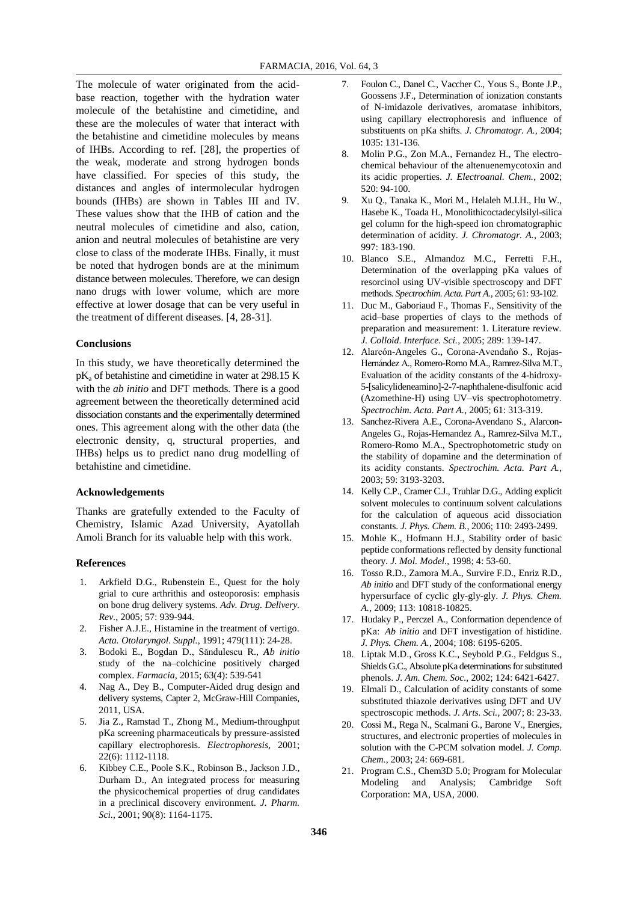The molecule of water originated from the acid-base reaction, together with the hydration water molecule of the betahistine and cimetidine, and these are the molecules of water that interact with the betahistine and cimetidine molecules by means of IHBs. According to ref. [28], the properties of the weak, moderate and strong hydrogen bonds have classified. For species of this study, the distances and angles of intermolecular hydrogen bounds (IHBs) are shown in Tables III and IV. These values show that the IHB of cation and the neutral molecules of cimetidine and also, cation, anion and neutral molecules of betahistine are very close to class of the moderate IHBs. Finally, it must be noted that hydrogen bonds are at the minimum distance between molecules. Therefore, we can design nano drugs with lower volume, which are more effective at lower dosage that can be very useful in the treatment of different diseases. [4, 28-31].

### Conclusions

In this study, we have theoretically determined the $pK_a$ of betahistine and cimetidine in water at 298.15 K with the *ab initio* and DFT methods. There is a good agreement between the theoretically determined acid dissociation constants and the experimentally determined ones. This agreement along with the other data (the electronic density, q, structural properties, and IHBs) helps us to predict nano drug modelling of betahistine and cimetidine.

### Acknowledgements

Thanks are gratefully extended to the Faculty of Chemistry, Islamic Azad University, Ayatollah Amoli Branch for its valuable help with this work.

### References

1. Arkfield D.G., Rubenstein E., Quest for the holy grial to cure arthrithis and osteoporosis: emphasis on bone drug delivery systems. *Adv. Drug. Delivery. Rev.*, 2005; 57: 939-944.
2. Fisher A.J.E., Histamine in the treatment of vertigo. *Acta. Otolaryngol. Suppl.*, 1991; 479(111): 24-28.
3. Bodoki E., Bogdan D., Săndulescu R., *Ab initio* study of the na–colchicine positively charged complex. *Farmacia*, 2015; 63(4): 539-541
4. Nag A., Dey B., Computer-Aided drug design and delivery systems, Capter 2, McGraw-Hill Companies, 2011, USA.
5. Jia Z., Ramstad T., Zhong M., Medium-throughput pKa screening pharmaceuticals by pressure-assisted capillary electrophoresis. *Electrophoresis*, 2001; 22(6): 1112-1118.
6. Kibbey C.E., Poole S.K., Robinson B., Jackson J.D., Durham D., An integrated process for measuring the physicochemical properties of drug candidates in a preclinical discovery environment. *J. Pharm. Sci.*, 2001; 90(8): 1164-1175.
7. Foulon C., Danel C., Vaccher C., Yous S., Bonte J.P., Goossens J.F., Determination of ionization constants of N-imidazole derivatives, aromatase inhibitors, using capillary electrophoresis and influence of substituents on pKa shifts. *J. Chromatogr. A.*, 2004; 1035: 131-136.
8. Molin P.G., Zon M.A., Fernandez H., The electrochemical behaviour of the altenuenemycotoxin and its acidic properties. *J. Electroanal. Chem.*, 2002; 520: 94-100.
9. Xu Q., Tanaka K., Mori M., Helaleh M.I.H., Hu W., Hasebe K., Toada H., Monolithicoctadecylsilyl-silica gel column for the high-speed ion chromatographic determination of acidity. *J. Chromatogr. A.*, 2003; 997: 183-190.
10. Blanco S.E., Almandoz M.C., Ferretti F.H., Determination of the overlapping pKa values of resorcinol using UV-visible spectroscopy and DFT methods. *Spectrochim. Acta. Part A.*, 2005; 61: 93-102.
11. Duc M., Gaboriaud F., Thomas F., Sensitivity of the acid–base properties of clays to the methods of preparation and measurement: 1. Literature review. *J. Colloid. Interface. Sci.*, 2005; 289: 139-147.
12. Alarcón-Angeles G., Corona-Avendaño S., Rojas-Hernández A., Romero-Romo M.A., Ramrez-Silva M.T., Evaluation of the acidity constants of the 4-hidroxy-5-[salicylideneamino]-2-7-naphthalene-disulfonic acid (Azomethine-H) using UV–vis spectrophotometry. *Spectrochim. Acta. Part A.*, 2005; 61: 313-319.
13. Sanchez-Rivera A.E., Corona-Avendano S., Alarcon-Angeles G., Rojas-Hernandez A., Ramrez-Silva M.T., Romero-Romo M.A., Spectrophotometric study on the stability of dopamine and the determination of its acidity constants. *Spectrochim. Acta. Part A.*, 2003; 59: 3193-3203.
14. Kelly C.P., Cramer C.J., Truhlar D.G., Adding explicit solvent molecules to continuum solvent calculations for the calculation of aqueous acid dissociation constants. *J. Phys. Chem. B.*, 2006; 110: 2493-2499.
15. Mohle K., Hofmann H.J., Stability order of basic peptide conformations reflected by density functional theory. *J. Mol. Model.*, 1998; 4: 53-60.
16. Tosso R.D., Zamora M.A., Survire F.D., Enriz R.D., *Ab initio* and DFT study of the conformational energy hypersurface of cyclic gly-gly-gly. *J. Phys. Chem. A.*, 2009; 113: 10818-10825.
17. Hudaky P., Perczel A., Conformation dependence of pKa: *Ab initio* and DFT investigation of histidine. *J. Phys. Chem. A.*, 2004; 108: 6195-6205.
18. Liptak M.D., Gross K.C., Seybold P.G., Feldgus S., Shields G.C., Absolute pKa determinations for substituted phenols. *J. Am. Chem. Soc.*, 2002; 124: 6421-6427.
19. Elmali D., Calculation of acidity constants of some substituted thiazole derivatives using DFT and UV spectroscopic methods. *J. Arts. Sci.*, 2007; 8: 23-33.
20. Cossi M., Rega N., Scalmani G., Barone V., Energies, structures, and electronic properties of molecules in solution with the C-PCM solvation model. *J. Comp. Chem.*, 2003; 24: 669-681.
21. Program C.S., Chem3D 5.0; Program for Molecular Modeling and Analysis; Cambridge Soft Corporation: MA, USA, 2000.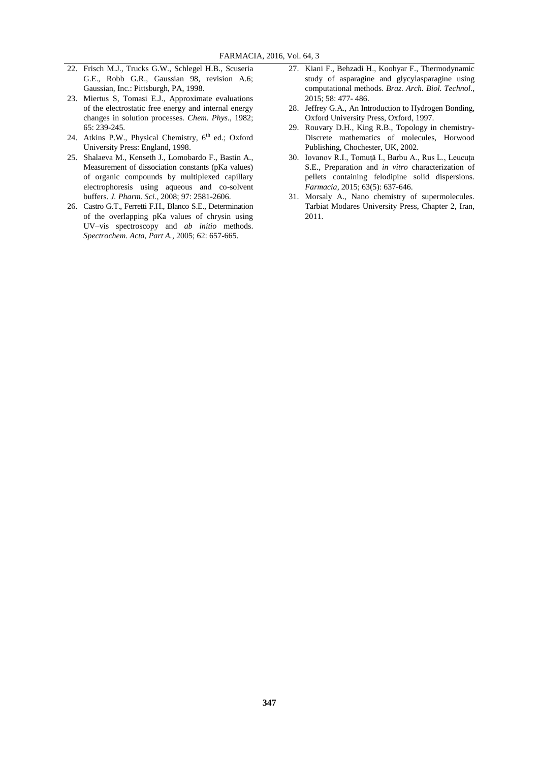22. Frisch M.J., Trucks G.W., Schlegel H.B., Scuseria G.E., Robb G.R., Gaussian 98, revision A.6; Gaussian, Inc.: Pittsburgh, PA, 1998.
23. Miertus S, Tomasi E.J., Approximate evaluations of the electrostatic free energy and internal energy changes in solution processes. *Chem. Phys.*, 1982; 65: 239-245.
24. Atkins P.W., Physical Chemistry, 6th ed.; Oxford University Press: England, 1998.
25. Shalaeva M., Kenseth J., Lomobardo F., Bastin A., Measurement of dissociation constants (pKa values) of organic compounds by multiplexed capillary electrophoresis using aqueous and co-solvent buffers. *J. Pharm. Sci.*, 2008; 97: 2581-2606.
26. Castro G.T., Ferretti F.H., Blanco S.E., Determination of the overlapping pKa values of chrysin using UV–vis spectroscopy and *ab initio* methods. *Spectrochem. Acta, Part A.*, 2005; 62: 657-665.
27. Kiani F., Behzadi H., Koohyar F., Thermodynamic study of asparagine and glycylasparagine using computational methods. *Braz. Arch. Biol. Technol.*, 2015; 58: 477- 486.
28. Jeffrey G.A., An Introduction to Hydrogen Bonding, Oxford University Press, Oxford, 1997.
29. Rouvary D.H., King R.B., Topology in chemistry-Discrete mathematics of molecules, Horwood Publishing, Chochester, UK, 2002.
30. Iovanov R.I., Tomuţă I., Barbu A., Rus L., Leucuța S.E., Preparation and *in vitro* characterization of pellets containing felodipine solid dispersions. *Farmacia*, 2015; 63(5): 637-646.
31. Morsaly A., Nano chemistry of supermolecules. Tarbiat Modares University Press, Chapter 2, Iran, 2011.